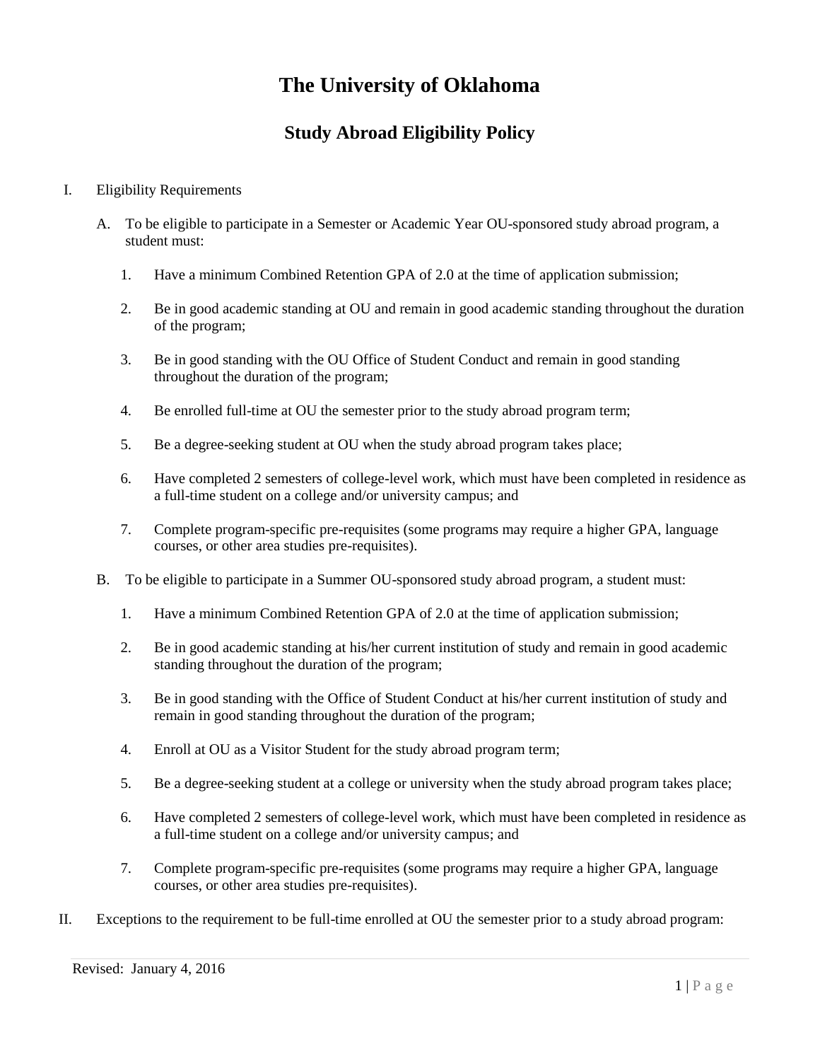# The University of Oklahoma

## Study Abroad Eligibility Policy

I. Eligibility Requirements

A. To be eligible to participate in a Semester or Academic Year OU-sponsored study abroad program, a student must:

1. Have a minimum Combined Retention GPA of 2.0 at the time of application submission;
2. Be in good academic standing at OU and remain in good academic standing throughout the duration of the program;
3. Be in good standing with the OU Office of Student Conduct and remain in good standing throughout the duration of the program;
4. Be enrolled full-time at OU the semester prior to the study abroad program term;
5. Be a degree-seeking student at OU when the study abroad program takes place;
6. Have completed 2 semesters of college-level work, which must have been completed in residence as a full-time student on a college and/or university campus; and
7. Complete program-specific pre-requisites (some programs may require a higher GPA, language courses, or other area studies pre-requisites).

B. To be eligible to participate in a Summer OU-sponsored study abroad program, a student must:

1. Have a minimum Combined Retention GPA of 2.0 at the time of application submission;
2. Be in good academic standing at his/her current institution of study and remain in good academic standing throughout the duration of the program;
3. Be in good standing with the Office of Student Conduct at his/her current institution of study and remain in good standing throughout the duration of the program;
4. Enroll at OU as a Visitor Student for the study abroad program term;
5. Be a degree-seeking student at a college or university when the study abroad program takes place;
6. Have completed 2 semesters of college-level work, which must have been completed in residence as a full-time student on a college and/or university campus; and
7. Complete program-specific pre-requisites (some programs may require a higher GPA, language courses, or other area studies pre-requisites).

II. Exceptions to the requirement to be full-time enrolled at OU the semester prior to a study abroad program:

Revised: January 4, 2016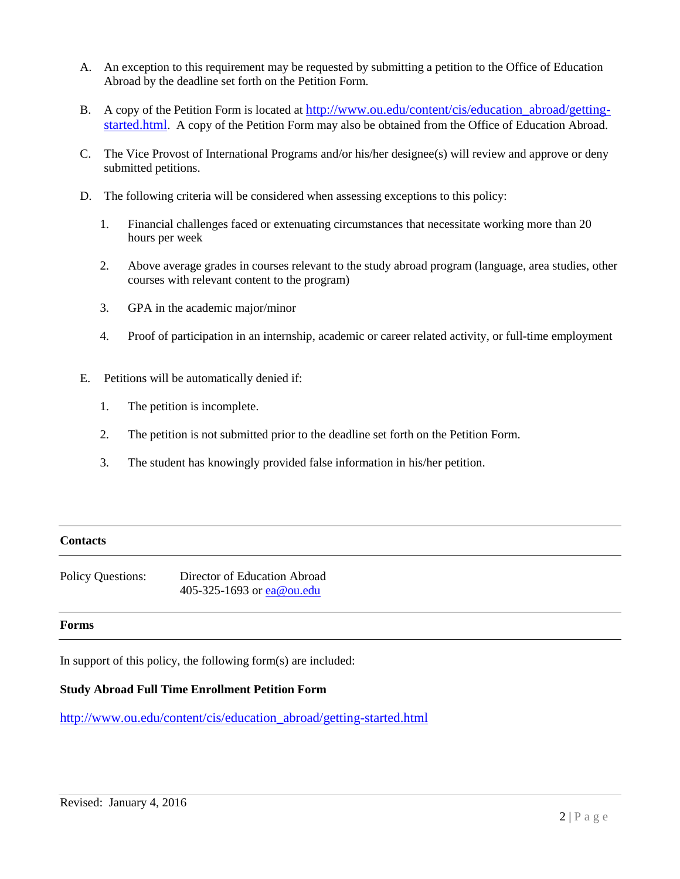A. An exception to this requirement may be requested by submitting a petition to the Office of Education Abroad by the deadline set forth on the Petition Form.

B. A copy of the Petition Form is located at [http://www.ou.edu/content/cis/education_abroad/getting-started.html](http://www.ou.edu/content/cis/education_abroad/getting-started.html). A copy of the Petition Form may also be obtained from the Office of Education Abroad.

C. The Vice Provost of International Programs and/or his/her designee(s) will review and approve or deny submitted petitions.

D. The following criteria will be considered when assessing exceptions to this policy:

   1. Financial challenges faced or extenuating circumstances that necessitate working more than 20 hours per week

   2. Above average grades in courses relevant to the study abroad program (language, area studies, other courses with relevant content to the program)

   3. GPA in the academic major/minor

   4. Proof of participation in an internship, academic or career related activity, or full-time employment

E. Petitions will be automatically denied if:

   1. The petition is incomplete.

   2. The petition is not submitted prior to the deadline set forth on the Petition Form.

   3. The student has knowingly provided false information in his/her petition.

**Contacts**

| | |
|---|---|
| Policy Questions: | Director of Education Abroad<br>405-325-1693 or [ea@ou.edu](mailto:ea@ou.edu) |

**Forms**

In support of this policy, the following form(s) are included:

**Study Abroad Full Time Enrollment Petition Form**

[http://www.ou.edu/content/cis/education_abroad/getting-started.html](http://www.ou.edu/content/cis/education_abroad/getting-started.html)

Revised: January 4, 2016